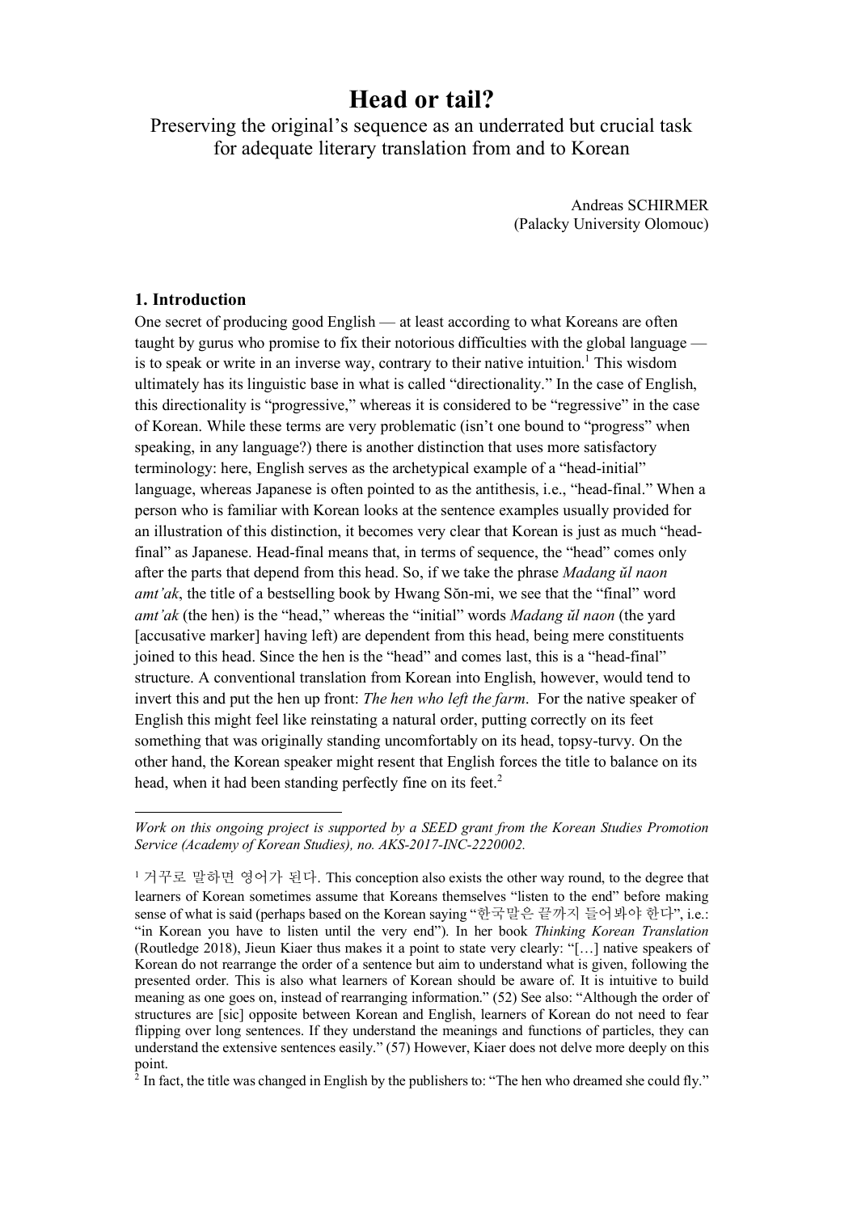# Head or tail?

Preserving the original's sequence as an underrated but crucial task for adequate literary translation from and to Korean

Andreas SCHIRMER
(Palacky University Olomouc)

## 1. Introduction

One secret of producing good English — at least according to what Koreans are often taught by gurus who promise to fix their notorious difficulties with the global language — is to speak or write in an inverse way, contrary to their native intuition.[1] This wisdom ultimately has its linguistic base in what is called "directionality." In the case of English, this directionality is "progressive," whereas it is considered to be "regressive" in the case of Korean. While these terms are very problematic (isn't one bound to "progress" when speaking, in any language?) there is another distinction that uses more satisfactory terminology: here, English serves as the archetypical example of a "head-initial" language, whereas Japanese is often pointed to as the antithesis, i.e., "head-final." When a person who is familiar with Korean looks at the sentence examples usually provided for an illustration of this distinction, it becomes very clear that Korean is just as much "head-final" as Japanese. Head-final means that, in terms of sequence, the "head" comes only after the parts that depend from this head. So, if we take the phrase *Madang ŭl naon amt'ak*, the title of a bestselling book by Hwang Sŏn-mi, we see that the "final" word *amt'ak* (the hen) is the "head," whereas the "initial" words *Madang ŭl naon* (the yard [accusative marker] having left) are dependent from this head, being mere constituents joined to this head. Since the hen is the "head" and comes last, this is a "head-final" structure. A conventional translation from Korean into English, however, would tend to invert this and put the hen up front: *The hen who left the farm*. For the native speaker of English this might feel like reinstating a natural order, putting correctly on its feet something that was originally standing uncomfortably on its head, topsy-turvy. On the other hand, the Korean speaker might resent that English forces the title to balance on its head, when it had been standing perfectly fine on its feet.[2]

---

*Work on this ongoing project is supported by a SEED grant from the Korean Studies Promotion Service (Academy of Korean Studies), no. AKS-2017-INC-2220002.*

[1] 거꾸로 말하면 영어가 된다. This conception also exists the other way round, to the degree that learners of Korean sometimes assume that Koreans themselves "listen to the end" before making sense of what is said (perhaps based on the Korean saying "한국말은 끝까지 들어봐야 한다", i.e.: "in Korean you have to listen until the very end"). In her book *Thinking Korean Translation* (Routledge 2018), Jieun Kiaer thus makes it a point to state very clearly: "[…] native speakers of Korean do not rearrange the order of a sentence but aim to understand what is given, following the presented order. This is also what learners of Korean should be aware of. It is intuitive to build meaning as one goes on, instead of rearranging information." (52) See also: "Although the order of structures are [sic] opposite between Korean and English, learners of Korean do not need to fear flipping over long sentences. If they understand the meanings and functions of particles, they can understand the extensive sentences easily." (57) However, Kiaer does not delve more deeply on this point.

[2] In fact, the title was changed in English by the publishers to: "The hen who dreamed she could fly."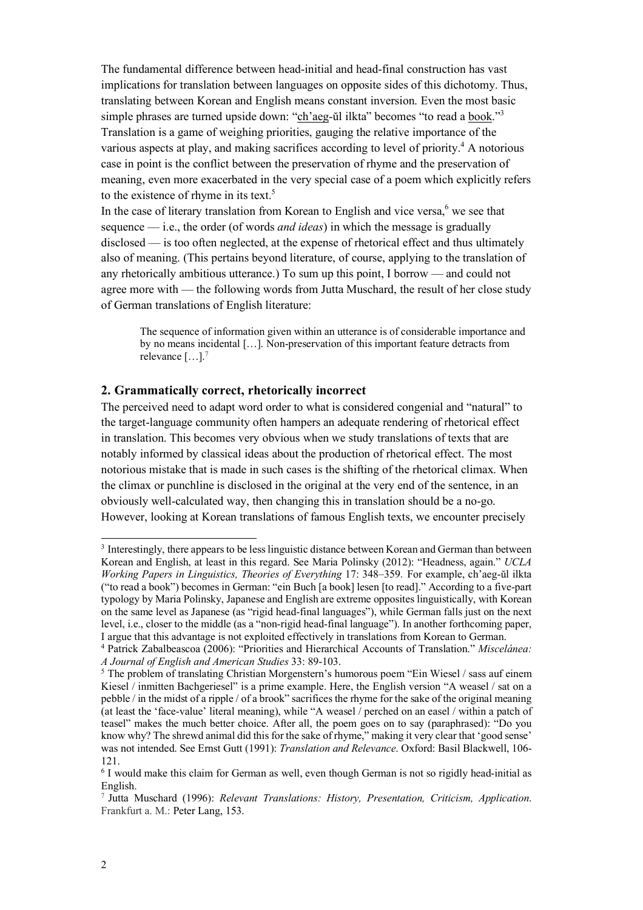The fundamental difference between head-initial and head-final construction has vast implications for translation between languages on opposite sides of this dichotomy. Thus, translating between Korean and English means constant inversion. Even the most basic simple phrases are turned upside down: "<u>ch'aeg</u>-ŭl ilkta" becomes "to read a <u>book</u>."[3] Translation is a game of weighing priorities, gauging the relative importance of the various aspects at play, and making sacrifices according to level of priority.[4] A notorious case in point is the conflict between the preservation of rhyme and the preservation of meaning, even more exacerbated in the very special case of a poem which explicitly refers to the existence of rhyme in its text.[5]

In the case of literary translation from Korean to English and vice versa,[6] we see that sequence — i.e., the order (of words *and ideas*) in which the message is gradually disclosed — is too often neglected, at the expense of rhetorical effect and thus ultimately also of meaning. (This pertains beyond literature, of course, applying to the translation of any rhetorically ambitious utterance.) To sum up this point, I borrow — and could not agree more with — the following words from Jutta Muschard, the result of her close study of German translations of English literature:

> The sequence of information given within an utterance is of considerable importance and by no means incidental […]. Non-preservation of this important feature detracts from relevance […].[7]

## 2. Grammatically correct, rhetorically incorrect

The perceived need to adapt word order to what is considered congenial and "natural" to the target-language community often hampers an adequate rendering of rhetorical effect in translation. This becomes very obvious when we study translations of texts that are notably informed by classical ideas about the production of rhetorical effect. The most notorious mistake that is made in such cases is the shifting of the rhetorical climax. When the climax or punchline is disclosed in the original at the very end of the sentence, in an obviously well-calculated way, then changing this in translation should be a no-go. However, looking at Korean translations of famous English texts, we encounter precisely

---

[3] Interestingly, there appears to be less linguistic distance between Korean and German than between Korean and English, at least in this regard. See Maria Polinsky (2012): "Headness, again." *UCLA Working Papers in Linguistics, Theories of Everything* 17: 348–359. For example, ch'aeg-ŭl ilkta ("to read a book") becomes in German: "ein Buch [a book] lesen [to read]." According to a five-part typology by Maria Polinsky, Japanese and English are extreme opposites linguistically, with Korean on the same level as Japanese (as "rigid head-final languages"), while German falls just on the next level, i.e., closer to the middle (as a "non-rigid head-final language"). In another forthcoming paper, I argue that this advantage is not exploited effectively in translations from Korean to German.

[4] Patrick Zabalbeascoa (2006): "Priorities and Hierarchical Accounts of Translation." *Miscelánea: A Journal of English and American Studies* 33: 89-103.

[5] The problem of translating Christian Morgenstern's humorous poem "Ein Wiesel / sass auf einem Kiesel / inmitten Bachgeriesel" is a prime example. Here, the English version "A weasel / sat on a pebble / in the midst of a ripple / of a brook" sacrifices the rhyme for the sake of the original meaning (at least the 'face-value' literal meaning), while "A weasel / perched on an easel / within a patch of teasel" makes the much better choice. After all, the poem goes on to say (paraphrased): "Do you know why? The shrewd animal did this for the sake of rhyme," making it very clear that 'good sense' was not intended. See Ernst Gutt (1991): *Translation and Relevance*. Oxford: Basil Blackwell, 106-121.

[6] I would make this claim for German as well, even though German is not so rigidly head-initial as English.

[7] Jutta Muschard (1996): *Relevant Translations: History, Presentation, Criticism, Application*. Frankfurt a. M.: Peter Lang, 153.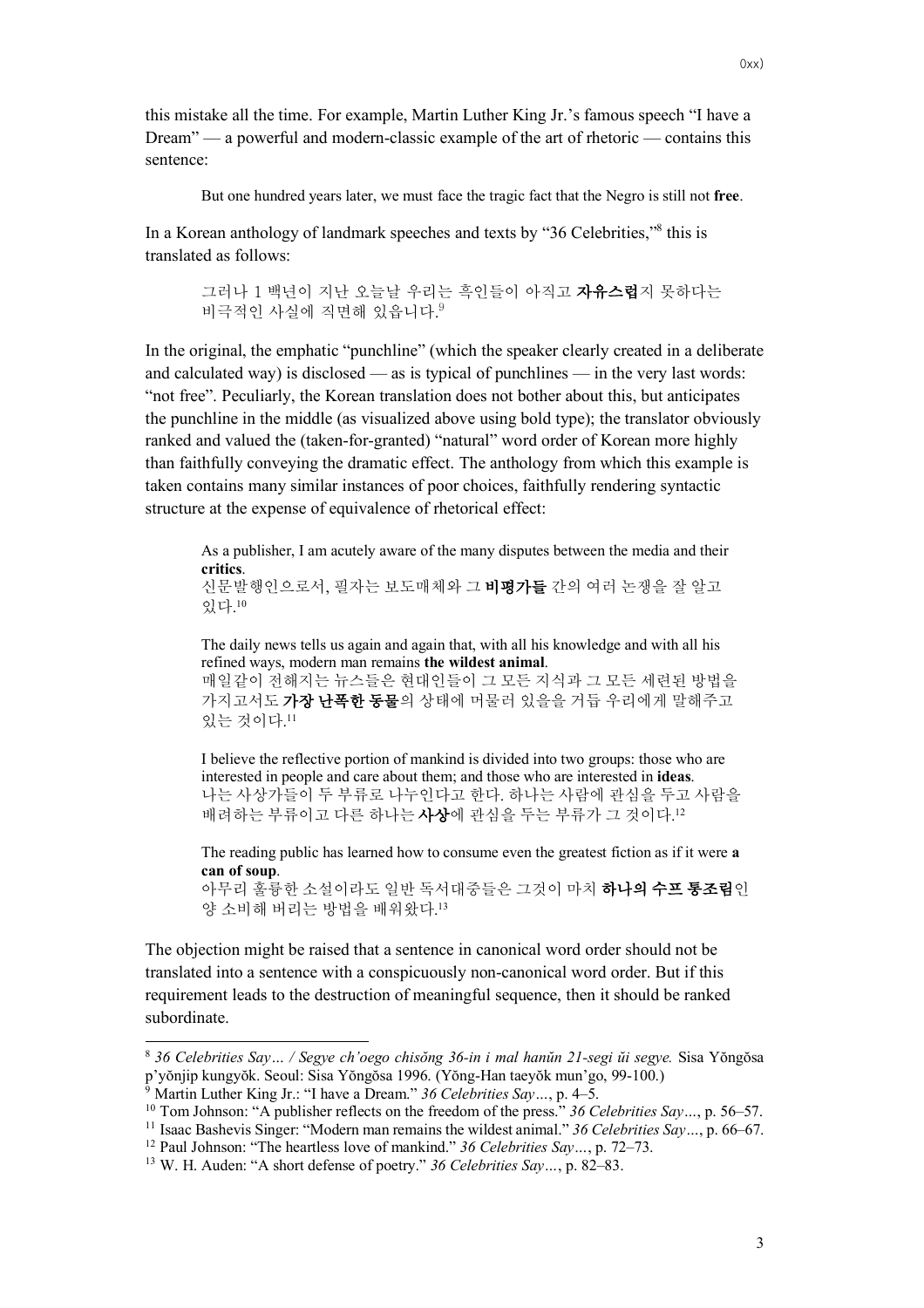this mistake all the time. For example, Martin Luther King Jr.'s famous speech "I have a Dream" — a powerful and modern-classic example of the art of rhetoric — contains this sentence:

> But one hundred years later, we must face the tragic fact that the Negro is still not **free**.

In a Korean anthology of landmark speeches and texts by "36 Celebrities,"[8] this is translated as follows:

> 그러나 1 백년이 지난 오늘날 우리는 흑인들이 아직고 **자유스럽**지 못하다는 비극적인 사실에 직면해 있읍니다.[9]

In the original, the emphatic "punchline" (which the speaker clearly created in a deliberate and calculated way) is disclosed — as is typical of punchlines — in the very last words: "not free". Peculiarly, the Korean translation does not bother about this, but anticipates the punchline in the middle (as visualized above using bold type); the translator obviously ranked and valued the (taken-for-granted) "natural" word order of Korean more highly than faithfully conveying the dramatic effect. The anthology from which this example is taken contains many similar instances of poor choices, faithfully rendering syntactic structure at the expense of equivalence of rhetorical effect:

> As a publisher, I am acutely aware of the many disputes between the media and their **critics**.
> 신문발행인으로서, 필자는 보도매체와 그 **비평가들** 간의 여러 논쟁을 잘 알고 있다.[10]

> The daily news tells us again and again that, with all his knowledge and with all his refined ways, modern man remains **the wildest animal**.
> 매일같이 전해지는 뉴스들은 현대인들이 그 모든 지식과 그 모든 세련된 방법을 가지고서도 **가장 난폭한 동물**의 상태에 머물러 있을을 거듭 우리에게 말해주고 있는 것이다.[11]

> I believe the reflective portion of mankind is divided into two groups: those who are interested in people and care about them; and those who are interested in **ideas**.
> 나는 사상가들이 두 부류로 나누인다고 한다. 하나는 사람에 관심을 두고 사람을 배려하는 부류이고 다른 하나는 **사상**에 관심을 두는 부류가 그 것이다.[12]

> The reading public has learned how to consume even the greatest fiction as if it were **a can of soup**.
> 아무리 훌륭한 소설이라도 일반 독서대중들은 그것이 마치 **하나의 수프 통조림**인 양 소비해 버리는 방법을 배워왔다.[13]

The objection might be raised that a sentence in canonical word order should not be translated into a sentence with a conspicuously non-canonical word order. But if this requirement leads to the destruction of meaningful sequence, then it should be ranked subordinate.

---

[8] *36 Celebrities Say… / Segye ch'oego chisŏng 36-in i mal hanŭn 21-segi ŭi segye.* Sisa Yŏngŏsa p'yŏnjip kungyŏk. Seoul: Sisa Yŏngŏsa 1996. (Yŏng-Han taeyŏk mun'go, 99-100.)

[9] Martin Luther King Jr.: "I have a Dream." *36 Celebrities Say…*, p. 4–5.

[10] Tom Johnson: "A publisher reflects on the freedom of the press." *36 Celebrities Say…*, p. 56–57.

[11] Isaac Bashevis Singer: "Modern man remains the wildest animal." *36 Celebrities Say…*, p. 66–67.

[12] Paul Johnson: "The heartless love of mankind." *36 Celebrities Say…*, p. 72–73.

[13] W. H. Auden: "A short defense of poetry." *36 Celebrities Say…*, p. 82–83.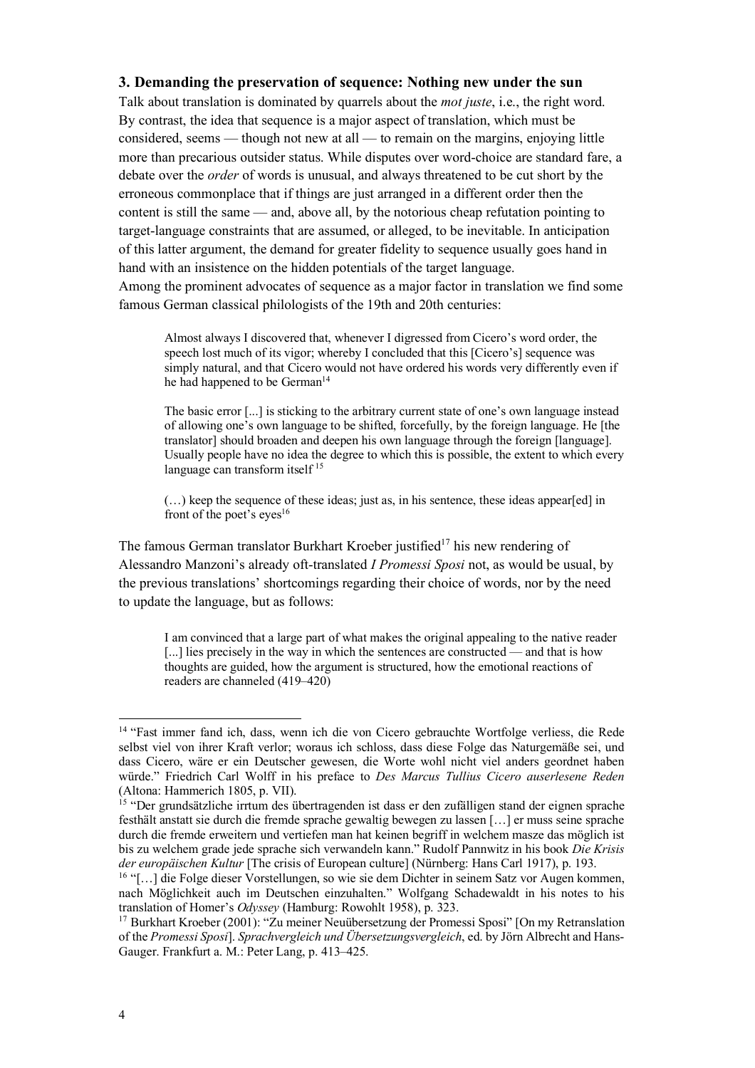## 3. Demanding the preservation of sequence: Nothing new under the sun

Talk about translation is dominated by quarrels about the *mot juste*, i.e., the right word. By contrast, the idea that sequence is a major aspect of translation, which must be considered, seems — though not new at all — to remain on the margins, enjoying little more than precarious outsider status. While disputes over word-choice are standard fare, a debate over the *order* of words is unusual, and always threatened to be cut short by the erroneous commonplace that if things are just arranged in a different order then the content is still the same — and, above all, by the notorious cheap refutation pointing to target-language constraints that are assumed, or alleged, to be inevitable. In anticipation of this latter argument, the demand for greater fidelity to sequence usually goes hand in hand with an insistence on the hidden potentials of the target language.

Among the prominent advocates of sequence as a major factor in translation we find some famous German classical philologists of the 19th and 20th centuries:

> Almost always I discovered that, whenever I digressed from Cicero's word order, the speech lost much of its vigor; whereby I concluded that this [Cicero's] sequence was simply natural, and that Cicero would not have ordered his words very differently even if he had happened to be German[14]

> The basic error [...] is sticking to the arbitrary current state of one's own language instead of allowing one's own language to be shifted, forcefully, by the foreign language. He [the translator] should broaden and deepen his own language through the foreign [language]. Usually people have no idea the degree to which this is possible, the extent to which every language can transform itself [15]

> (…) keep the sequence of these ideas; just as, in his sentence, these ideas appear[ed] in front of the poet's eyes[16]

The famous German translator Burkhart Kroeber justified[17] his new rendering of Alessandro Manzoni's already oft-translated *I Promessi Sposi* not, as would be usual, by the previous translations' shortcomings regarding their choice of words, nor by the need to update the language, but as follows:

> I am convinced that a large part of what makes the original appealing to the native reader [...] lies precisely in the way in which the sentences are constructed — and that is how thoughts are guided, how the argument is structured, how the emotional reactions of readers are channeled (419–420)

---

[14] "Fast immer fand ich, dass, wenn ich die von Cicero gebrauchte Wortfolge verliess, die Rede selbst viel von ihrer Kraft verlor; woraus ich schloss, dass diese Folge das Naturgemäße sei, und dass Cicero, wäre er ein Deutscher gewesen, die Worte wohl nicht viel anders geordnet haben würde." Friedrich Carl Wolff in his preface to *Des Marcus Tullius Cicero auserlesene Reden* (Altona: Hammerich 1805, p. VII).

[15] "Der grundsätzliche irrtum des übertragenden ist dass er den zufälligen stand der eignen sprache festhält anstatt sie durch die fremde sprache gewaltig bewegen zu lassen […] er muss seine sprache durch die fremde erweitern und vertiefen man hat keinen begriff in welchem masze das möglich ist bis zu welchem grade jede sprache sich verwandeln kann." Rudolf Pannwitz in his book *Die Krisis der europäischen Kultur* [The crisis of European culture] (Nürnberg: Hans Carl 1917), p. 193.

[16] "[…] die Folge dieser Vorstellungen, so wie sie dem Dichter in seinem Satz vor Augen kommen, nach Möglichkeit auch im Deutschen einzuhalten." Wolfgang Schadewaldt in his notes to his translation of Homer's *Odyssey* (Hamburg: Rowohlt 1958), p. 323.

[17] Burkhart Kroeber (2001): "Zu meiner Neuübersetzung der Promessi Sposi" [On my Retranslation of the *Promessi Sposi*]. *Sprachvergleich und Übersetzungsvergleich*, ed. by Jörn Albrecht and Hans-Gauger. Frankfurt a. M.: Peter Lang, p. 413–425.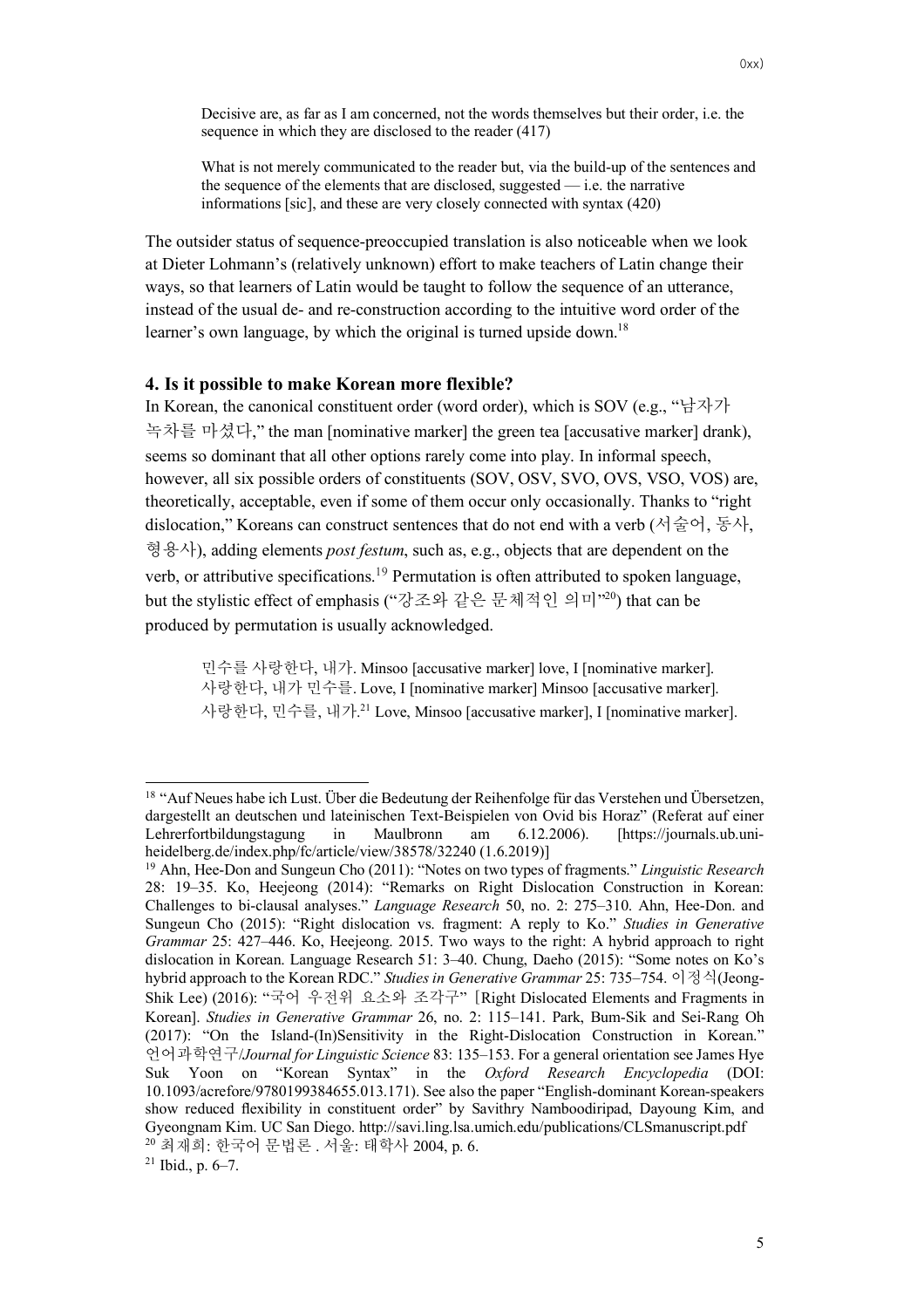> Decisive are, as far as I am concerned, not the words themselves but their order, i.e. the sequence in which they are disclosed to the reader (417)

> What is not merely communicated to the reader but, via the build-up of the sentences and the sequence of the elements that are disclosed, suggested — i.e. the narrative informations [sic], and these are very closely connected with syntax (420)

The outsider status of sequence-preoccupied translation is also noticeable when we look at Dieter Lohmann's (relatively unknown) effort to make teachers of Latin change their ways, so that learners of Latin would be taught to follow the sequence of an utterance, instead of the usual de- and re-construction according to the intuitive word order of the learner's own language, by which the original is turned upside down.[18]

## 4. Is it possible to make Korean more flexible?

In Korean, the canonical constituent order (word order), which is SOV (e.g., "남자가 녹차를 마셨다," the man [nominative marker] the green tea [accusative marker] drank), seems so dominant that all other options rarely come into play. In informal speech, however, all six possible orders of constituents (SOV, OSV, SVO, OVS, VSO, VOS) are, theoretically, acceptable, even if some of them occur only occasionally. Thanks to "right dislocation," Koreans can construct sentences that do not end with a verb (서술어, 동사, 형용사), adding elements *post festum*, such as, e.g., objects that are dependent on the verb, or attributive specifications.[19] Permutation is often attributed to spoken language, but the stylistic effect of emphasis ("강조와 같은 문체적인 의미"[20]) that can be produced by permutation is usually acknowledged.

> 민수를 사랑한다, 내가. Minsoo [accusative marker] love, I [nominative marker].
> 사랑한다, 내가 민수를. Love, I [nominative marker] Minsoo [accusative marker].
> 사랑한다, 민수를, 내가.[21] Love, Minsoo [accusative marker], I [nominative marker].

---

[18] "Auf Neues habe ich Lust. Über die Bedeutung der Reihenfolge für das Verstehen und Übersetzen, dargestellt an deutschen und lateinischen Text-Beispielen von Ovid bis Horaz" (Referat auf einer Lehrerfortbildungstagung in Maulbronn am 6.12.2006). [https://journals.ub.uni-heidelberg.de/index.php/fc/article/view/38578/32240 (1.6.2019)]

[19] Ahn, Hee-Don and Sungeun Cho (2011): "Notes on two types of fragments." *Linguistic Research* 28: 19–35. Ko, Heejeong (2014): "Remarks on Right Dislocation Construction in Korean: Challenges to bi-clausal analyses." *Language Research* 50, no. 2: 275–310. Ahn, Hee-Don. and Sungeun Cho (2015): "Right dislocation vs. fragment: A reply to Ko." *Studies in Generative Grammar* 25: 427–446. Ko, Heejeong. 2015. Two ways to the right: A hybrid approach to right dislocation in Korean. Language Research 51: 3–40. Chung, Daeho (2015): "Some notes on Ko's hybrid approach to the Korean RDC." *Studies in Generative Grammar* 25: 735–754. 이정식(Jeong-Shik Lee) (2016): "국어 우전위 요소와 조각구" [Right Dislocated Elements and Fragments in Korean]. *Studies in Generative Grammar* 26, no. 2: 115–141. Park, Bum-Sik and Sei-Rang Oh (2017): "On the Island-(In)Sensitivity in the Right-Dislocation Construction in Korean." 언어과학연구/*Journal for Linguistic Science* 83: 135–153. For a general orientation see James Hye Suk Yoon on "Korean Syntax" in the *Oxford Research Encyclopedia* (DOI: 10.1093/acrefore/9780199384655.013.171). See also the paper "English-dominant Korean-speakers show reduced flexibility in constituent order" by Savithry Namboodiripad, Dayoung Kim, and Gyeongnam Kim. UC San Diego. http://savi.ling.lsa.umich.edu/publications/CLSmanuscript.pdf

[20] 최재희: 한국어 문법론 . 서울: 태학사 2004, p. 6.

[21] Ibid., p. 6–7.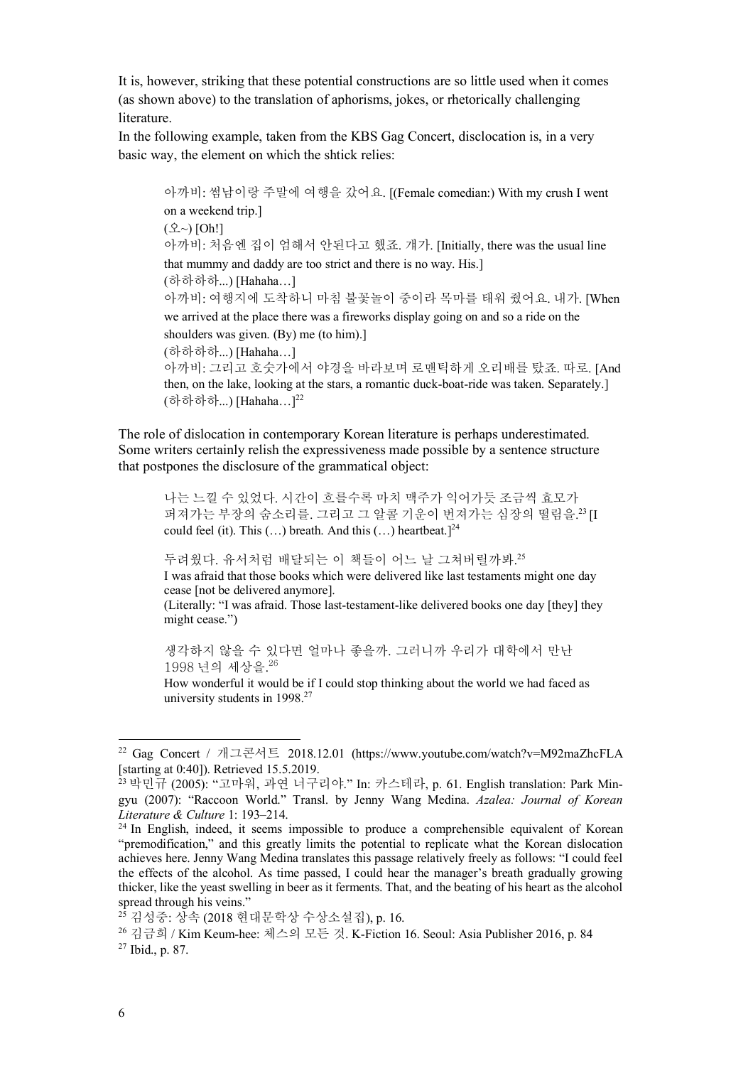It is, however, striking that these potential constructions are so little used when it comes (as shown above) to the translation of aphorisms, jokes, or rhetorically challenging literature.

In the following example, taken from the KBS Gag Concert, disclocation is, in a very basic way, the element on which the shtick relies:

> 아까비: 썸남이랑 주말에 여행을 갔어요. [(Female comedian:) With my crush I went on a weekend trip.]
> (오~) [Oh!]
> 아까비: 처음엔 집이 엄해서 안된다고 했죠. 걔가. [Initially, there was the usual line that mummy and daddy are too strict and there is no way. His.]
> (하하하하...) [Hahaha…]
> 아까비: 여행지에 도착하니 마침 불꽃놀이 중이라 목마를 태워 줬어요. 내가. [When we arrived at the place there was a fireworks display going on and so a ride on the shoulders was given. (By) me (to him).]
> (하하하하...) [Hahaha…]
> 아까비: 그리고 호숫가에서 야경을 바라보며 로맨틱하게 오리배를 탔죠. 따로. [And then, on the lake, looking at the stars, a romantic duck-boat-ride was taken. Separately.]
> (하하하하...) [Hahaha…][22]

The role of dislocation in contemporary Korean literature is perhaps underestimated. Some writers certainly relish the expressiveness made possible by a sentence structure that postpones the disclosure of the grammatical object:

> 나는 느낄 수 있었다. 시간이 흐를수록 마치 맥주가 익어가듯 조금씩 효모가 퍼져가는 부장의 숨소리를. 그리고 그 알콜 기운이 번져가는 심장의 떨림을.[23] [I could feel (it). This (…) breath. And this (…) heartbeat.][24]

> 두려웠다. 유서처럼 배달되는 이 책들이 어느 날 그쳐버릴까봐.[25]
> I was afraid that those books which were delivered like last testaments might one day cease [not be delivered anymore].
> (Literally: "I was afraid. Those last-testament-like delivered books one day [they] they might cease.")

> 생각하지 않을 수 있다면 얼마나 좋을까. 그러니까 우리가 대학에서 만난 1998 년의 세상을.[26]
> How wonderful it would be if I could stop thinking about the world we had faced as university students in 1998.[27]

---

[22] Gag Concert / 개그콘서트 2018.12.01 (https://www.youtube.com/watch?v=M92maZhcFLA [starting at 0:40]). Retrieved 15.5.2019.

[23] 박민규 (2005): "고마워, 과연 너구리야." In: 카스테라, p. 61. English translation: Park Min-gyu (2007): "Raccoon World." Transl. by Jenny Wang Medina. *Azalea: Journal of Korean Literature & Culture* 1: 193–214.

[24] In English, indeed, it seems impossible to produce a comprehensible equivalent of Korean "premodification," and this greatly limits the potential to replicate what the Korean dislocation achieves here. Jenny Wang Medina translates this passage relatively freely as follows: "I could feel the effects of the alcohol. As time passed, I could hear the manager's breath gradually growing thicker, like the yeast swelling in beer as it ferments. That, and the beating of his heart as the alcohol spread through his veins."

[25] 김성중: 상속 (2018 현대문학상 수상소설집), p. 16.

[26] 김금희 / Kim Keum-hee: 체스의 모든 것. K-Fiction 16. Seoul: Asia Publisher 2016, p. 84

[27] Ibid., p. 87.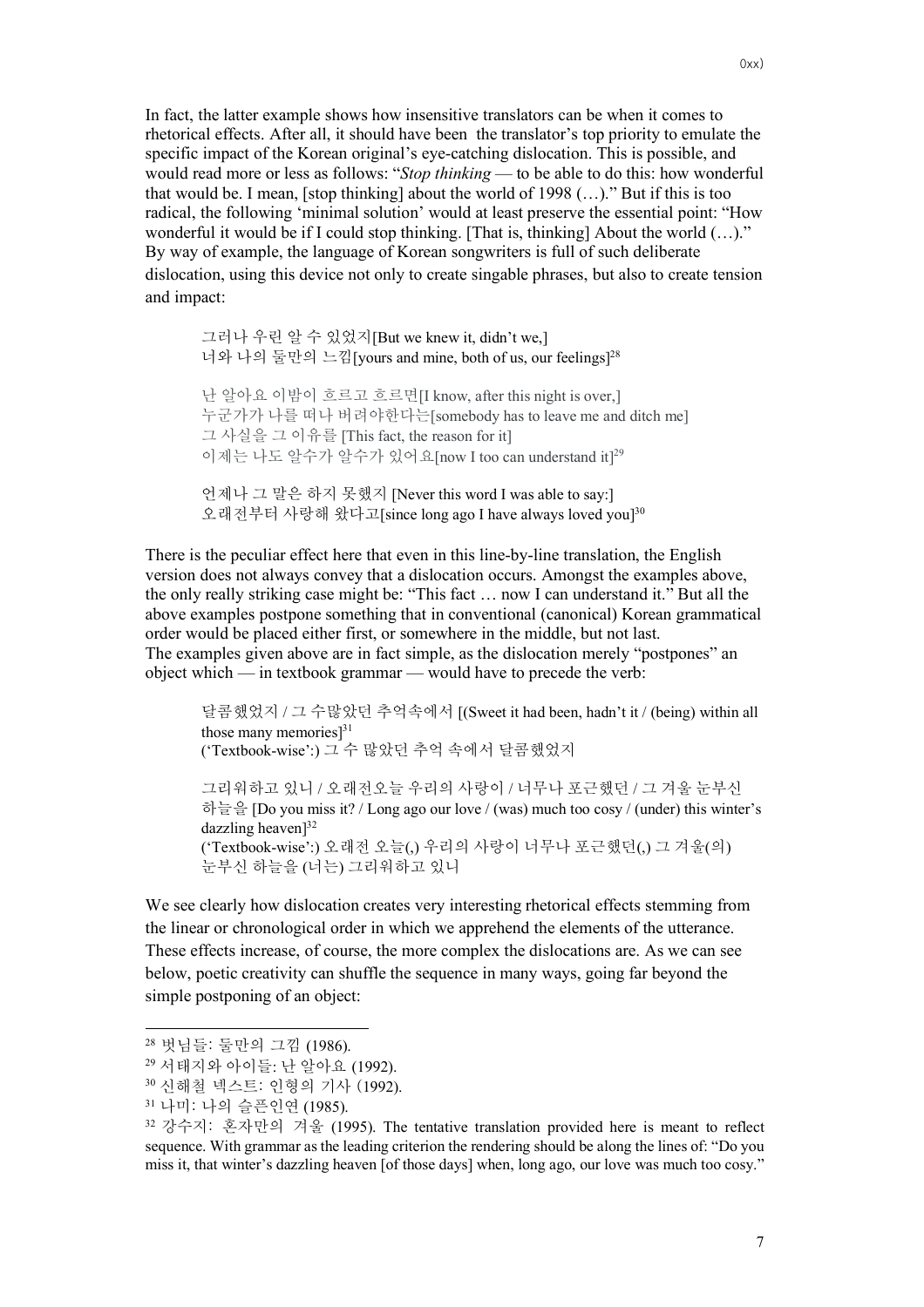In fact, the latter example shows how insensitive translators can be when it comes to rhetorical effects. After all, it should have been the translator's top priority to emulate the specific impact of the Korean original's eye-catching dislocation. This is possible, and would read more or less as follows: "*Stop thinking* — to be able to do this: how wonderful that would be. I mean, [stop thinking] about the world of 1998 (…)." But if this is too radical, the following 'minimal solution' would at least preserve the essential point: "How wonderful it would be if I could stop thinking. [That is, thinking] About the world (…)." By way of example, the language of Korean songwriters is full of such deliberate dislocation, using this device not only to create singable phrases, but also to create tension and impact:

> 그러나 우린 알 수 있었지[But we knew it, didn't we,]
> 너와 나의 둘만의 느낌[yours and mine, both of us, our feelings][28]
>
> 난 알아요 이밤이 흐르고 흐르면[I know, after this night is over,]
> 누군가가 나를 떠나 버려야한다는[somebody has to leave me and ditch me]
> 그 사실을 그 이유를 [This fact, the reason for it]
> 이제는 나도 알수가 알수가 있어요[now I too can understand it][29]
>
> 언제나 그 말은 하지 못했지 [Never this word I was able to say:]
> 오래전부터 사랑해 왔다고[since long ago I have always loved you][30]

There is the peculiar effect here that even in this line-by-line translation, the English version does not always convey that a dislocation occurs. Amongst the examples above, the only really striking case might be: "This fact … now I can understand it." But all the above examples postpone something that in conventional (canonical) Korean grammatical order would be placed either first, or somewhere in the middle, but not last.
The examples given above are in fact simple, as the dislocation merely "postpones" an object which — in textbook grammar — would have to precede the verb:

> 달콤했었지 / 그 수많았던 추억속에서 [(Sweet it had been, hadn't it / (being) within all those many memories][31]
> ('Textbook-wise':) 그 수 많았던 추억 속에서 달콤했었지
>
> 그리워하고 있니 / 오래전오늘 우리의 사랑이 / 너무나 포근했던 / 그 겨울 눈부신 하늘을 [Do you miss it? / Long ago our love / (was) much too cosy / (under) this winter's dazzling heaven][32]
> ('Textbook-wise':) 오래전 오늘(,) 우리의 사랑이 너무나 포근했던(,) 그 겨울(의) 눈부신 하늘을 (너는) 그리워하고 있니

We see clearly how dislocation creates very interesting rhetorical effects stemming from the linear or chronological order in which we apprehend the elements of the utterance. These effects increase, of course, the more complex the dislocations are. As we can see below, poetic creativity can shuffle the sequence in many ways, going far beyond the simple postponing of an object:

---

[28] 벗님들: 둘만의 그낌 (1986).

[29] 서태지와 아이들: 난 알아요 (1992).

[30] 신해철 넥스트: 인형의 기사 (1992).

[31] 나미: 나의 슬픈인연 (1985).

[32] 강수지: 혼자만의 겨울 (1995). The tentative translation provided here is meant to reflect sequence. With grammar as the leading criterion the rendering should be along the lines of: "Do you miss it, that winter's dazzling heaven [of those days] when, long ago, our love was much too cosy."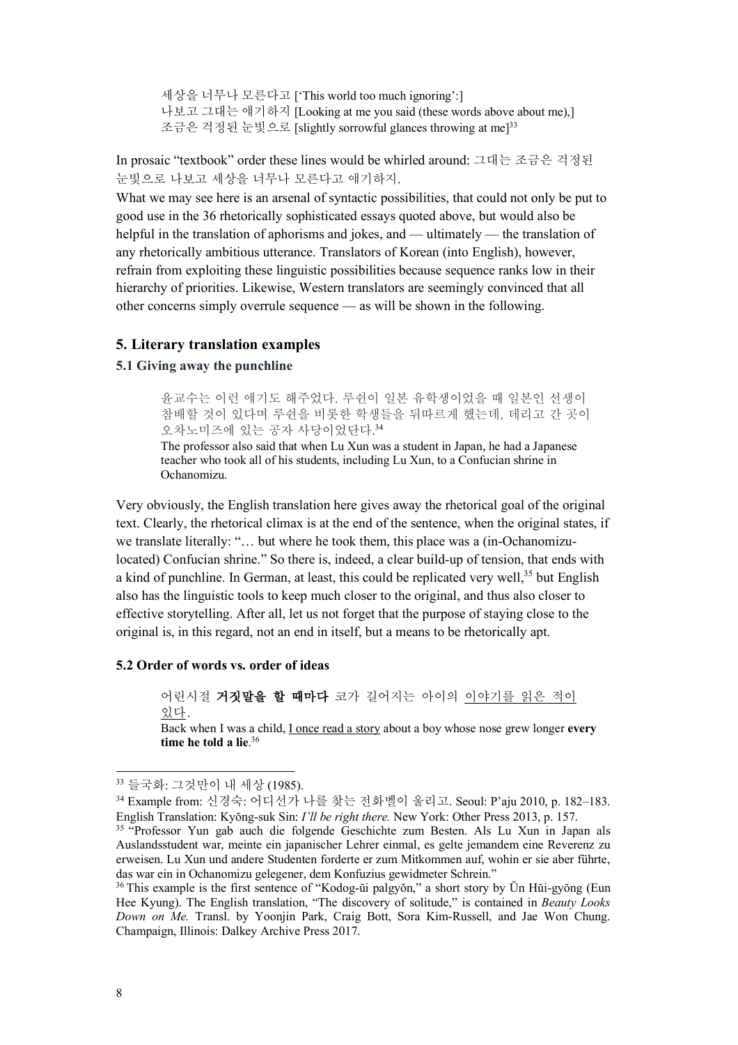> 세상을 너무나 모른다고 ['This world too much ignoring':]
> 나보고 그대는 얘기하지 [Looking at me you said (these words above about me),]
> 조금은 걱정된 눈빛으로 [slightly sorrowful glances throwing at me][33]

In prosaic "textbook" order these lines would be whirled around: 그대는 조금은 걱정된 눈빛으로 나보고 세상을 너무나 모른다고 얘기하지.

What we may see here is an arsenal of syntactic possibilities, that could not only be put to good use in the 36 rhetorically sophisticated essays quoted above, but would also be helpful in the translation of aphorisms and jokes, and — ultimately — the translation of any rhetorically ambitious utterance. Translators of Korean (into English), however, refrain from exploiting these linguistic possibilities because sequence ranks low in their hierarchy of priorities. Likewise, Western translators are seemingly convinced that all other concerns simply overrule sequence — as will be shown in the following.

## 5. Literary translation examples

### 5.1 Giving away the punchline

> 윤교수는 이런 얘기도 해주었다. 루쉰이 일본 유학생이었을 때 일본인 선생이 참배할 것이 있다며 루쉰을 비롯한 학생들을 뒤따르게 했는데, 데리고 간 곳이 오차노미즈에 있는 공자 사당이었단다.[34]
>
> The professor also said that when Lu Xun was a student in Japan, he had a Japanese teacher who took all of his students, including Lu Xun, to a Confucian shrine in Ochanomizu.

Very obviously, the English translation here gives away the rhetorical goal of the original text. Clearly, the rhetorical climax is at the end of the sentence, when the original states, if we translate literally: "… but where he took them, this place was a (in-Ochanomizu-located) Confucian shrine." So there is, indeed, a clear build-up of tension, that ends with a kind of punchline. In German, at least, this could be replicated very well,[35] but English also has the linguistic tools to keep much closer to the original, and thus also closer to effective storytelling. After all, let us not forget that the purpose of staying close to the original is, in this regard, not an end in itself, but a means to be rhetorically apt.

### 5.2 Order of words vs. order of ideas

> 어린시절 **거짓말을 할 때마다** 코가 길어지는 아이의 <u>이야기를 읽은 적이 있다</u>.
>
> Back when I was a child, <u>I once read a story</u> about a boy whose nose grew longer **every time he told a lie**.[36]

---

[33] 들국화: 그것만이 내 세상 (1985).

[34] Example from: 신경숙: 어디선가 나를 찾는 전화벨이 울리고. Seoul: P'aju 2010, p. 182–183. English Translation: Kyŏng-suk Sin: *I'll be right there.* New York: Other Press 2013, p. 157.

[35] "Professor Yun gab auch die folgende Geschichte zum Besten. Als Lu Xun in Japan als Auslandsstudent war, meinte ein japanischer Lehrer einmal, es gelte jemandem eine Reverenz zu erweisen. Lu Xun und andere Studenten forderte er zum Mitkommen auf, wohin er sie aber führte, das war ein in Ochanomizu gelegener, dem Konfuzius gewidmeter Schrein."

[36] This example is the first sentence of "Kodog-ŭi palgyŏn," a short story by Ŭn Hŭi-gyŏng (Eun Hee Kyung). The English translation, "The discovery of solitude," is contained in *Beauty Looks Down on Me.* Transl. by Yoonjin Park, Craig Bott, Sora Kim-Russell, and Jae Won Chung. Champaign, Illinois: Dalkey Archive Press 2017.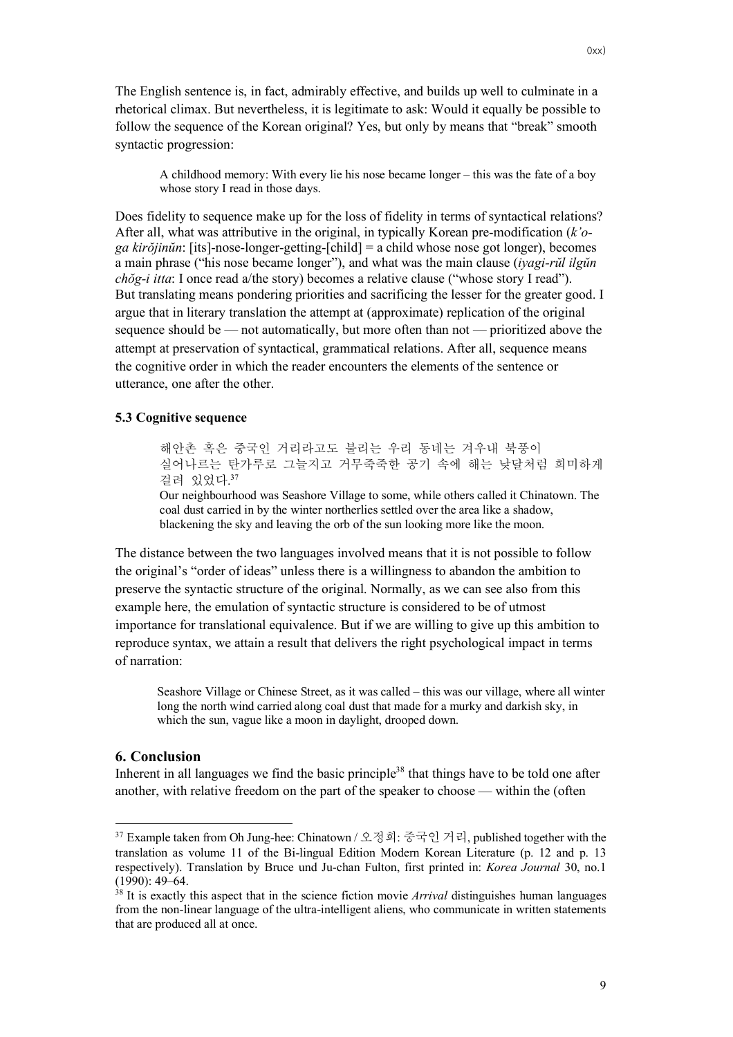The English sentence is, in fact, admirably effective, and builds up well to culminate in a rhetorical climax. But nevertheless, it is legitimate to ask: Would it equally be possible to follow the sequence of the Korean original? Yes, but only by means that "break" smooth syntactic progression:

> A childhood memory: With every lie his nose became longer – this was the fate of a boy whose story I read in those days.

Does fidelity to sequence make up for the loss of fidelity in terms of syntactical relations? After all, what was attributive in the original, in typically Korean pre-modification (*k'o-ga kirŏjinŭn*: [its]-nose-longer-getting-[child] = a child whose nose got longer), becomes a main phrase ("his nose became longer"), and what was the main clause (*iyagi-rŭl ilgŭn chŏg-i itta*: I once read a/the story) becomes a relative clause ("whose story I read"). But translating means pondering priorities and sacrificing the lesser for the greater good. I argue that in literary translation the attempt at (approximate) replication of the original sequence should be — not automatically, but more often than not — prioritized above the attempt at preservation of syntactical, grammatical relations. After all, sequence means the cognitive order in which the reader encounters the elements of the sentence or utterance, one after the other.

### 5.3 Cognitive sequence

> 해안촌 혹은 중국인 거리라고도 불리는 우리 동네는 겨우내 북풍이 실어나르는 탄가루로 그늘지고 거무죽죽한 공기 속에 해는 낮달처럼 희미하게 걸려 있었다.[37]
>
> Our neighbourhood was Seashore Village to some, while others called it Chinatown. The coal dust carried in by the winter northerlies settled over the area like a shadow, blackening the sky and leaving the orb of the sun looking more like the moon.

The distance between the two languages involved means that it is not possible to follow the original's "order of ideas" unless there is a willingness to abandon the ambition to preserve the syntactic structure of the original. Normally, as we can see also from this example here, the emulation of syntactic structure is considered to be of utmost importance for translational equivalence. But if we are willing to give up this ambition to reproduce syntax, we attain a result that delivers the right psychological impact in terms of narration:

> Seashore Village or Chinese Street, as it was called – this was our village, where all winter long the north wind carried along coal dust that made for a murky and darkish sky, in which the sun, vague like a moon in daylight, drooped down.

## 6. Conclusion

Inherent in all languages we find the basic principle[38] that things have to be told one after another, with relative freedom on the part of the speaker to choose — within the (often

---

[37] Example taken from Oh Jung-hee: Chinatown / 오정희: 중국인 거리, published together with the translation as volume 11 of the Bi-lingual Edition Modern Korean Literature (p. 12 and p. 13 respectively). Translation by Bruce und Ju-chan Fulton, first printed in: *Korea Journal* 30, no.1 (1990): 49–64.

[38] It is exactly this aspect that in the science fiction movie *Arrival* distinguishes human languages from the non-linear language of the ultra-intelligent aliens, who communicate in written statements that are produced all at once.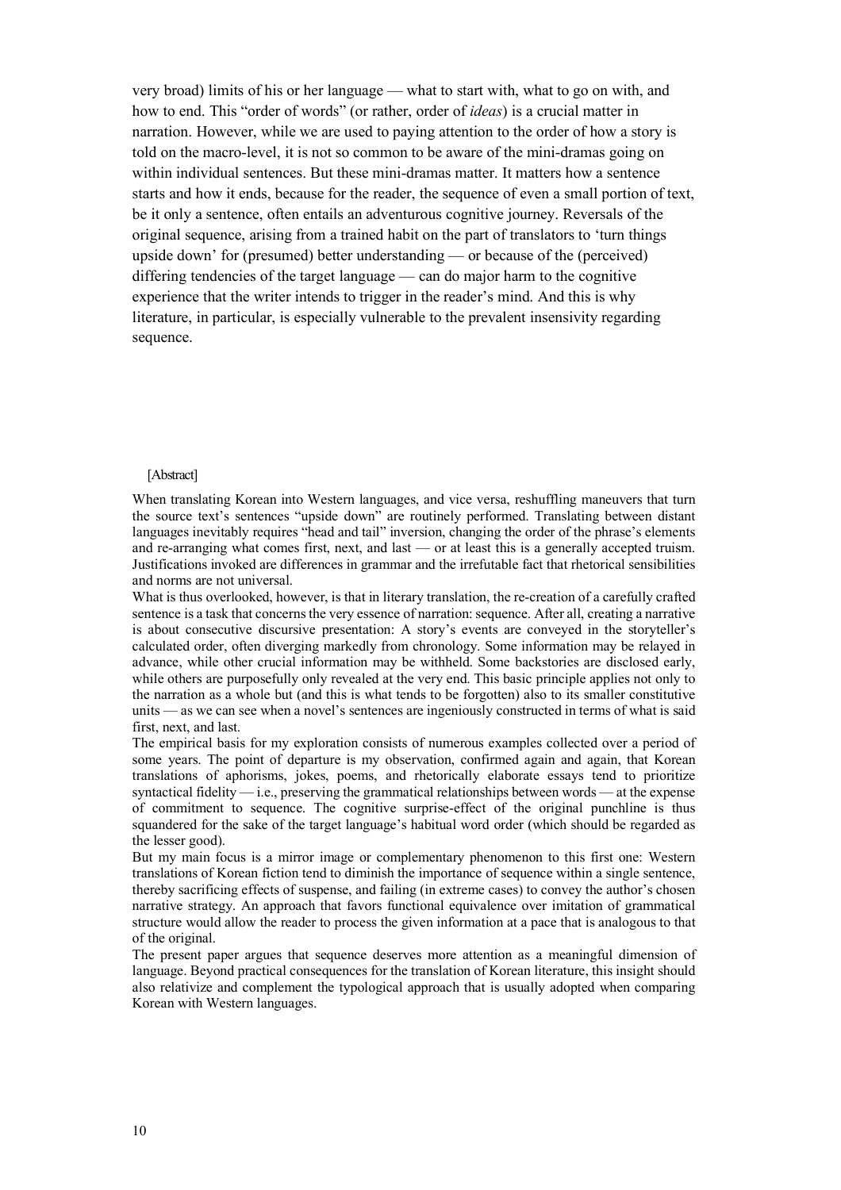very broad) limits of his or her language — what to start with, what to go on with, and how to end. This “order of words” (or rather, order of *ideas*) is a crucial matter in narration. However, while we are used to paying attention to the order of how a story is told on the macro-level, it is not so common to be aware of the mini-dramas going on within individual sentences. But these mini-dramas matter. It matters how a sentence starts and how it ends, because for the reader, the sequence of even a small portion of text, be it only a sentence, often entails an adventurous cognitive journey. Reversals of the original sequence, arising from a trained habit on the part of translators to ‘turn things upside down’ for (presumed) better understanding — or because of the (perceived) differing tendencies of the target language — can do major harm to the cognitive experience that the writer intends to trigger in the reader’s mind. And this is why literature, in particular, is especially vulnerable to the prevalent insensivity regarding sequence.

[Abstract]

When translating Korean into Western languages, and vice versa, reshuffling maneuvers that turn the source text’s sentences “upside down” are routinely performed. Translating between distant languages inevitably requires “head and tail” inversion, changing the order of the phrase’s elements and re-arranging what comes first, next, and last — or at least this is a generally accepted truism. Justifications invoked are differences in grammar and the irrefutable fact that rhetorical sensibilities and norms are not universal.

What is thus overlooked, however, is that in literary translation, the re-creation of a carefully crafted sentence is a task that concerns the very essence of narration: sequence. After all, creating a narrative is about consecutive discursive presentation: A story’s events are conveyed in the storyteller’s calculated order, often diverging markedly from chronology. Some information may be relayed in advance, while other crucial information may be withheld. Some backstories are disclosed early, while others are purposefully only revealed at the very end. This basic principle applies not only to the narration as a whole but (and this is what tends to be forgotten) also to its smaller constitutive units — as we can see when a novel’s sentences are ingeniously constructed in terms of what is said first, next, and last.

The empirical basis for my exploration consists of numerous examples collected over a period of some years. The point of departure is my observation, confirmed again and again, that Korean translations of aphorisms, jokes, poems, and rhetorically elaborate essays tend to prioritize syntactical fidelity — i.e., preserving the grammatical relationships between words — at the expense of commitment to sequence. The cognitive surprise-effect of the original punchline is thus squandered for the sake of the target language’s habitual word order (which should be regarded as the lesser good).

But my main focus is a mirror image or complementary phenomenon to this first one: Western translations of Korean fiction tend to diminish the importance of sequence within a single sentence, thereby sacrificing effects of suspense, and failing (in extreme cases) to convey the author’s chosen narrative strategy. An approach that favors functional equivalence over imitation of grammatical structure would allow the reader to process the given information at a pace that is analogous to that of the original.

The present paper argues that sequence deserves more attention as a meaningful dimension of language. Beyond practical consequences for the translation of Korean literature, this insight should also relativize and complement the typological approach that is usually adopted when comparing Korean with Western languages.